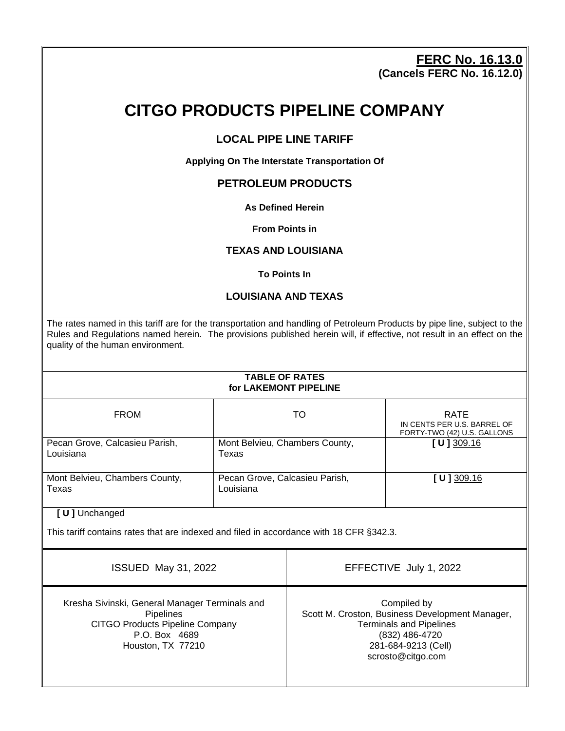**FERC No. 16.13.0**
**(Cancels FERC No. 16.12.0)**

# CITGO PRODUCTS PIPELINE COMPANY

## LOCAL PIPE LINE TARIFF

**Applying On The Interstate Transportation Of**

## PETROLEUM PRODUCTS

**As Defined Herein**

**From Points in**

## TEXAS AND LOUISIANA

**To Points In**

## LOUISIANA AND TEXAS

The rates named in this tariff are for the transportation and handling of Petroleum Products by pipe line, subject to the Rules and Regulations named herein. The provisions published herein will, if effective, not result in an effect on the quality of the human environment.

**TABLE OF RATES**
**for LAKEMONT PIPELINE**

| FROM | TO | RATE IN CENTS PER U.S. BARREL OF FORTY-TWO (42) U.S. GALLONS |
|---|---|---|
| Pecan Grove, Calcasieu Parish, Louisiana | Mont Belvieu, Chambers County, Texas | **[ U ]** 309.16 |
| Mont Belvieu, Chambers County, Texas | Pecan Grove, Calcasieu Parish, Louisiana | **[ U ]** 309.16 |

**[ U ]** Unchanged

This tariff contains rates that are indexed and filed in accordance with 18 CFR §342.3.

| ISSUED May 31, 2022 | EFFECTIVE July 1, 2022 |
|---|---|
| Kresha Sivinski, General Manager Terminals and Pipelines<br>CITGO Products Pipeline Company<br>P.O. Box 4689<br>Houston, TX 77210 | Compiled by<br>Scott M. Croston, Business Development Manager, Terminals and Pipelines<br>(832) 486-4720<br>281-684-9213 (Cell)<br>scrosto@citgo.com |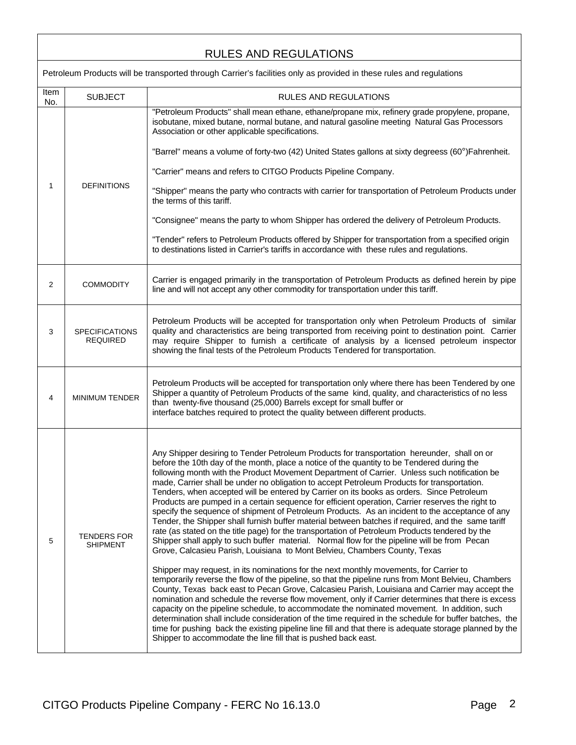# RULES AND REGULATIONS

Petroleum Products will be transported through Carrier's facilities only as provided in these rules and regulations

| Item No. | SUBJECT | RULES AND REGULATIONS |
|---|---|---|
| 1 | DEFINITIONS | "Petroleum Products" shall mean ethane, ethane/propane mix, refinery grade propylene, propane, isobutane, mixed butane, normal butane, and natural gasoline meeting Natural Gas Processors Association or other applicable specifications.<br><br>"Barrel" means a volume of forty-two (42) United States gallons at sixty degreess (60°)Fahrenheit.<br><br>"Carrier" means and refers to CITGO Products Pipeline Company.<br><br>"Shipper" means the party who contracts with carrier for transportation of Petroleum Products under the terms of this tariff.<br><br>"Consignee" means the party to whom Shipper has ordered the delivery of Petroleum Products.<br><br>"Tender" refers to Petroleum Products offered by Shipper for transportation from a specified origin to destinations listed in Carrier's tariffs in accordance with these rules and regulations. |
| 2 | COMMODITY | Carrier is engaged primarily in the transportation of Petroleum Products as defined herein by pipe line and will not accept any other commodity for transportation under this tariff. |
| 3 | SPECIFICATIONS REQUIRED | Petroleum Products will be accepted for transportation only when Petroleum Products of similar quality and characteristics are being transported from receiving point to destination point. Carrier may require Shipper to furnish a certificate of analysis by a licensed petroleum inspector showing the final tests of the Petroleum Products Tendered for transportation. |
| 4 | MINIMUM TENDER | Petroleum Products will be accepted for transportation only where there has been Tendered by one Shipper a quantity of Petroleum Products of the same kind, quality, and characteristics of no less than twenty-five thousand (25,000) Barrels except for small buffer or interface batches required to protect the quality between different products. |
| 5 | TENDERS FOR SHIPMENT | Any Shipper desiring to Tender Petroleum Products for transportation hereunder, shall on or before the 10th day of the month, place a notice of the quantity to be Tendered during the following month with the Product Movement Department of Carrier. Unless such notification be made, Carrier shall be under no obligation to accept Petroleum Products for transportation. Tenders, when accepted will be entered by Carrier on its books as orders. Since Petroleum Products are pumped in a certain sequence for efficient operation, Carrier reserves the right to specify the sequence of shipment of Petroleum Products. As an incident to the acceptance of any Tender, the Shipper shall furnish buffer material between batches if required, and the same tariff rate (as stated on the title page) for the transportation of Petroleum Products tendered by the Shipper shall apply to such buffer material. Normal flow for the pipeline will be from Pecan Grove, Calcasieu Parish, Louisiana to Mont Belvieu, Chambers County, Texas<br><br>Shipper may request, in its nominations for the next monthly movements, for Carrier to temporarily reverse the flow of the pipeline, so that the pipeline runs from Mont Belvieu, Chambers County, Texas back east to Pecan Grove, Calcasieu Parish, Louisiana and Carrier may accept the nomination and schedule the reverse flow movement, only if Carrier determines that there is excess capacity on the pipeline schedule, to accommodate the nominated movement. In addition, such determination shall include consideration of the time required in the schedule for buffer batches, the time for pushing back the existing pipeline line fill and that there is adequate storage planned by the Shipper to accommodate the line fill that is pushed back east. |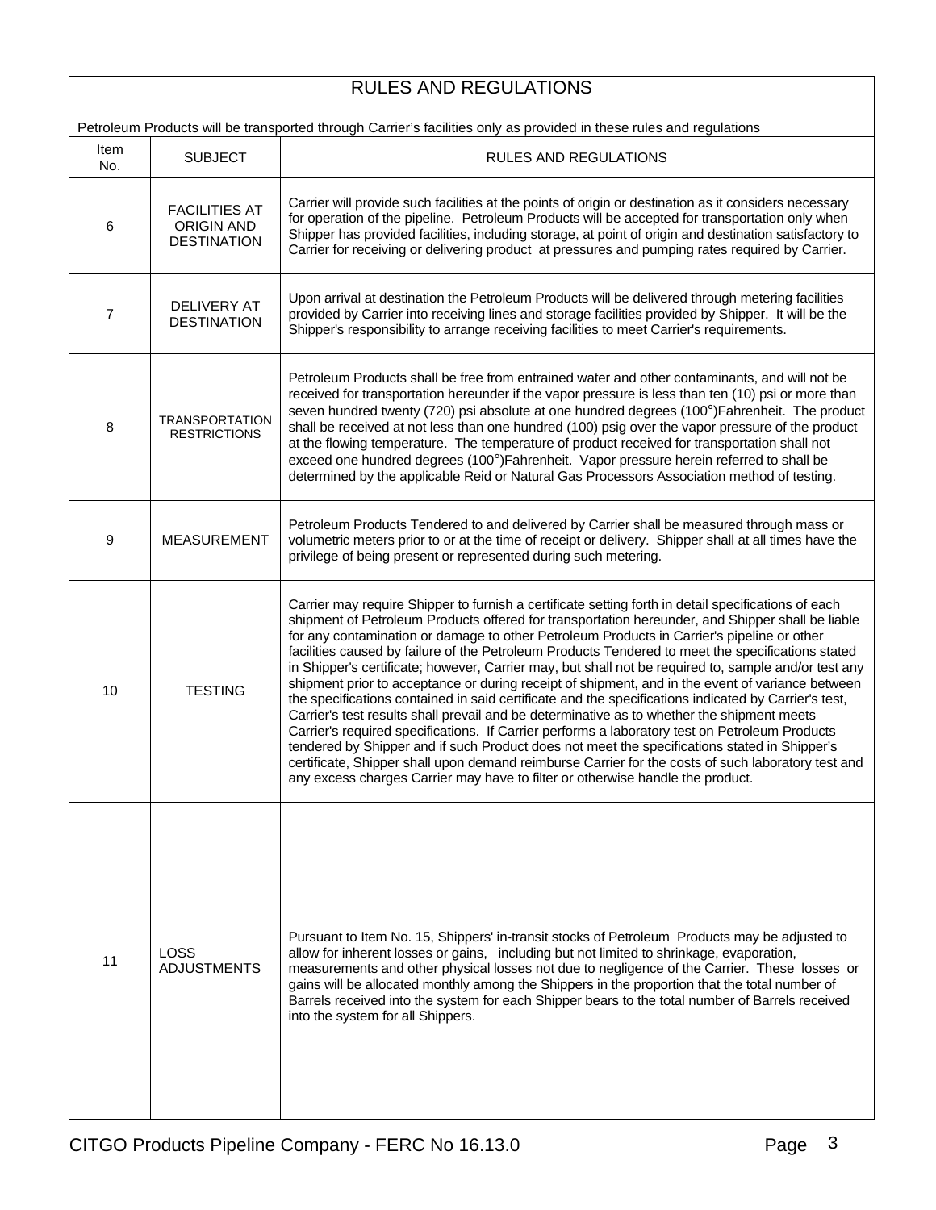# RULES AND REGULATIONS

Petroleum Products will be transported through Carrier's facilities only as provided in these rules and regulations

| Item No. | SUBJECT | RULES AND REGULATIONS |
|---|---|---|
| 6 | FACILITIES AT ORIGIN AND DESTINATION | Carrier will provide such facilities at the points of origin or destination as it considers necessary for operation of the pipeline. Petroleum Products will be accepted for transportation only when Shipper has provided facilities, including storage, at point of origin and destination satisfactory to Carrier for receiving or delivering product at pressures and pumping rates required by Carrier. |
| 7 | DELIVERY AT DESTINATION | Upon arrival at destination the Petroleum Products will be delivered through metering facilities provided by Carrier into receiving lines and storage facilities provided by Shipper. It will be the Shipper's responsibility to arrange receiving facilities to meet Carrier's requirements. |
| 8 | TRANSPORTATION RESTRICTIONS | Petroleum Products shall be free from entrained water and other contaminants, and will not be received for transportation hereunder if the vapor pressure is less than ten (10) psi or more than seven hundred twenty (720) psi absolute at one hundred degrees (100°)Fahrenheit. The product shall be received at not less than one hundred (100) psig over the vapor pressure of the product at the flowing temperature. The temperature of product received for transportation shall not exceed one hundred degrees (100°)Fahrenheit. Vapor pressure herein referred to shall be determined by the applicable Reid or Natural Gas Processors Association method of testing. |
| 9 | MEASUREMENT | Petroleum Products Tendered to and delivered by Carrier shall be measured through mass or volumetric meters prior to or at the time of receipt or delivery. Shipper shall at all times have the privilege of being present or represented during such metering. |
| 10 | TESTING | Carrier may require Shipper to furnish a certificate setting forth in detail specifications of each shipment of Petroleum Products offered for transportation hereunder, and Shipper shall be liable for any contamination or damage to other Petroleum Products in Carrier's pipeline or other facilities caused by failure of the Petroleum Products Tendered to meet the specifications stated in Shipper's certificate; however, Carrier may, but shall not be required to, sample and/or test any shipment prior to acceptance or during receipt of shipment, and in the event of variance between the specifications contained in said certificate and the specifications indicated by Carrier's test, Carrier's test results shall prevail and be determinative as to whether the shipment meets Carrier's required specifications. If Carrier performs a laboratory test on Petroleum Products tendered by Shipper and if such Product does not meet the specifications stated in Shipper's certificate, Shipper shall upon demand reimburse Carrier for the costs of such laboratory test and any excess charges Carrier may have to filter or otherwise handle the product. |
| 11 | LOSS ADJUSTMENTS | Pursuant to Item No. 15, Shippers' in-transit stocks of Petroleum Products may be adjusted to allow for inherent losses or gains, including but not limited to shrinkage, evaporation, measurements and other physical losses not due to negligence of the Carrier. These losses or gains will be allocated monthly among the Shippers in the proportion that the total number of Barrels received into the system for each Shipper bears to the total number of Barrels received into the system for all Shippers. |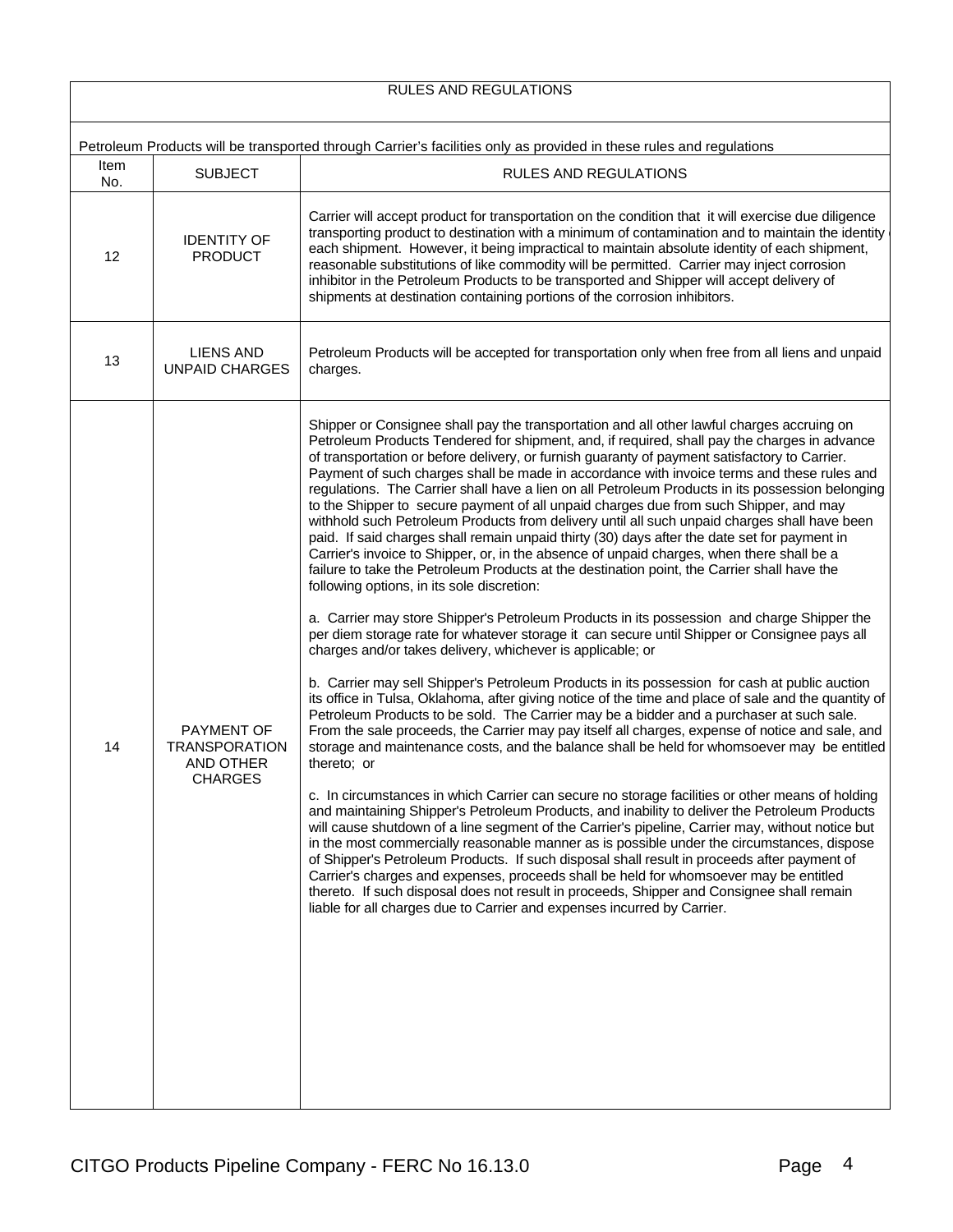## RULES AND REGULATIONS

Petroleum Products will be transported through Carrier's facilities only as provided in these rules and regulations

| Item No. | SUBJECT | RULES AND REGULATIONS |
|---|---|---|
| 12 | IDENTITY OF PRODUCT | Carrier will accept product for transportation on the condition that it will exercise due diligence transporting product to destination with a minimum of contamination and to maintain the identity of each shipment. However, it being impractical to maintain absolute identity of each shipment, reasonable substitutions of like commodity will be permitted. Carrier may inject corrosion inhibitor in the Petroleum Products to be transported and Shipper will accept delivery of shipments at destination containing portions of the corrosion inhibitors. |
| 13 | LIENS AND UNPAID CHARGES | Petroleum Products will be accepted for transportation only when free from all liens and unpaid charges. |
| 14 | PAYMENT OF TRANSPORATION AND OTHER CHARGES | Shipper or Consignee shall pay the transportation and all other lawful charges accruing on Petroleum Products Tendered for shipment, and, if required, shall pay the charges in advance of transportation or before delivery, or furnish guaranty of payment satisfactory to Carrier. Payment of such charges shall be made in accordance with invoice terms and these rules and regulations. The Carrier shall have a lien on all Petroleum Products in its possession belonging to the Shipper to secure payment of all unpaid charges due from such Shipper, and may withhold such Petroleum Products from delivery until all such unpaid charges shall have been paid. If said charges shall remain unpaid thirty (30) days after the date set for payment in Carrier's invoice to Shipper, or, in the absence of unpaid charges, when there shall be a failure to take the Petroleum Products at the destination point, the Carrier shall have the following options, in its sole discretion:<br><br>a. Carrier may store Shipper's Petroleum Products in its possession and charge Shipper the per diem storage rate for whatever storage it can secure until Shipper or Consignee pays all charges and/or takes delivery, whichever is applicable; or<br><br>b. Carrier may sell Shipper's Petroleum Products in its possession for cash at public auction its office in Tulsa, Oklahoma, after giving notice of the time and place of sale and the quantity of Petroleum Products to be sold. The Carrier may be a bidder and a purchaser at such sale. From the sale proceeds, the Carrier may pay itself all charges, expense of notice and sale, and storage and maintenance costs, and the balance shall be held for whomsoever may be entitled thereto; or<br><br>c. In circumstances in which Carrier can secure no storage facilities or other means of holding and maintaining Shipper's Petroleum Products, and inability to deliver the Petroleum Products will cause shutdown of a line segment of the Carrier's pipeline, Carrier may, without notice but in the most commercially reasonable manner as is possible under the circumstances, dispose of Shipper's Petroleum Products. If such disposal shall result in proceeds after payment of Carrier's charges and expenses, proceeds shall be held for whomsoever may be entitled thereto. If such disposal does not result in proceeds, Shipper and Consignee shall remain liable for all charges due to Carrier and expenses incurred by Carrier. |

CITGO Products Pipeline Company - FERC No 16.13.0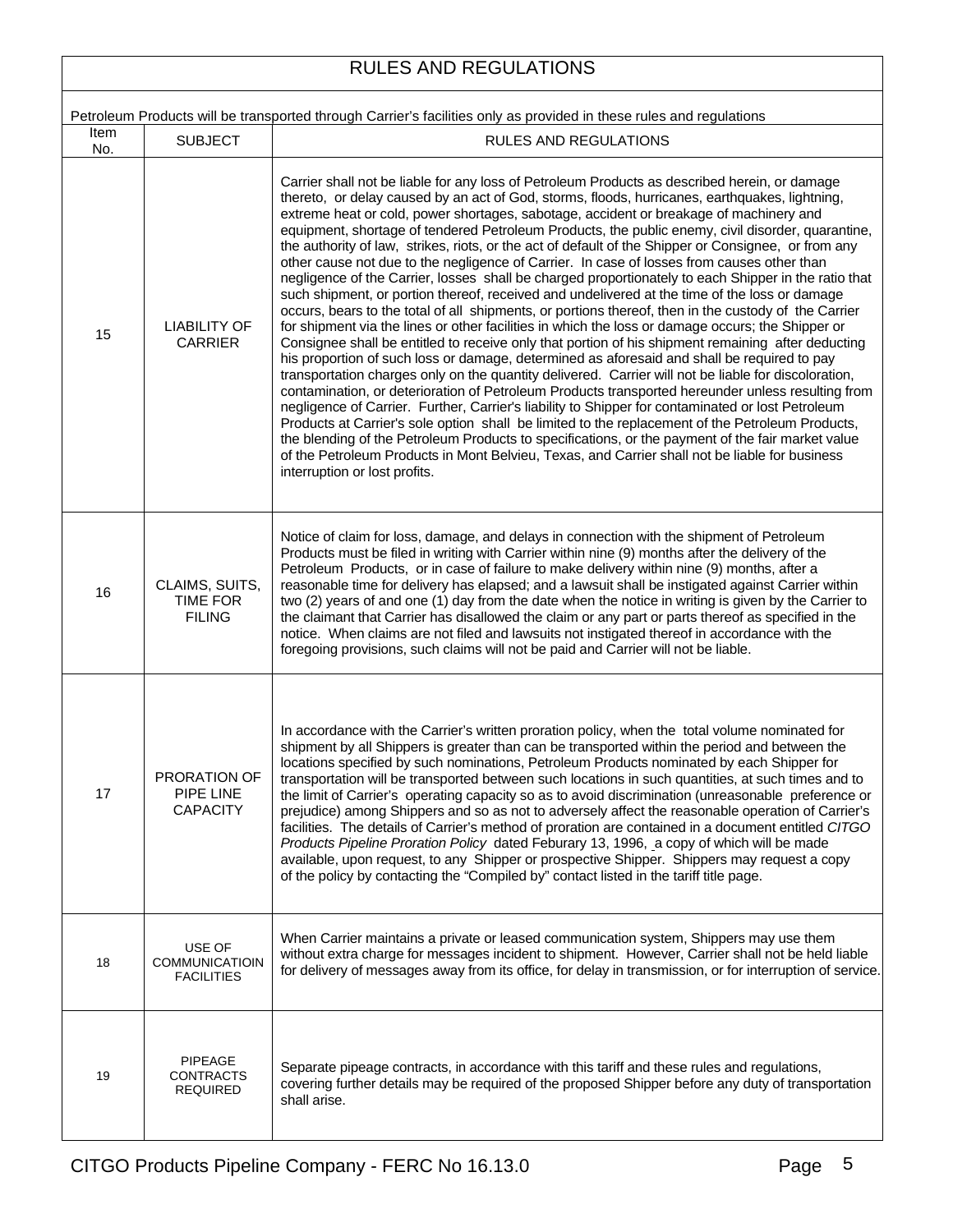# RULES AND REGULATIONS

Petroleum Products will be transported through Carrier's facilities only as provided in these rules and regulations

| Item No. | SUBJECT | RULES AND REGULATIONS |
|---|---|---|
| 15 | LIABILITY OF CARRIER | Carrier shall not be liable for any loss of Petroleum Products as described herein, or damage thereto, or delay caused by an act of God, storms, floods, hurricanes, earthquakes, lightning, extreme heat or cold, power shortages, sabotage, accident or breakage of machinery and equipment, shortage of tendered Petroleum Products, the public enemy, civil disorder, quarantine, the authority of law, strikes, riots, or the act of default of the Shipper or Consignee, or from any other cause not due to the negligence of Carrier. In case of losses from causes other than negligence of the Carrier, losses shall be charged proportionately to each Shipper in the ratio that such shipment, or portion thereof, received and undelivered at the time of the loss or damage occurs, bears to the total of all shipments, or portions thereof, then in the custody of the Carrier for shipment via the lines or other facilities in which the loss or damage occurs; the Shipper or Consignee shall be entitled to receive only that portion of his shipment remaining after deducting his proportion of such loss or damage, determined as aforesaid and shall be required to pay transportation charges only on the quantity delivered. Carrier will not be liable for discoloration, contamination, or deterioration of Petroleum Products transported hereunder unless resulting from negligence of Carrier. Further, Carrier's liability to Shipper for contaminated or lost Petroleum Products at Carrier's sole option shall be limited to the replacement of the Petroleum Products, the blending of the Petroleum Products to specifications, or the payment of the fair market value of the Petroleum Products in Mont Belvieu, Texas, and Carrier shall not be liable for business interruption or lost profits. |
| 16 | CLAIMS, SUITS, TIME FOR FILING | Notice of claim for loss, damage, and delays in connection with the shipment of Petroleum Products must be filed in writing with Carrier within nine (9) months after the delivery of the Petroleum Products, or in case of failure to make delivery within nine (9) months, after a reasonable time for delivery has elapsed; and a lawsuit shall be instigated against Carrier within two (2) years of and one (1) day from the date when the notice in writing is given by the Carrier to the claimant that Carrier has disallowed the claim or any part or parts thereof as specified in the notice. When claims are not filed and lawsuits not instigated thereof in accordance with the foregoing provisions, such claims will not be paid and Carrier will not be liable. |
| 17 | PRORATION OF PIPE LINE CAPACITY | In accordance with the Carrier's written proration policy, when the total volume nominated for shipment by all Shippers is greater than can be transported within the period and between the locations specified by such nominations, Petroleum Products nominated by each Shipper for transportation will be transported between such locations in such quantities, at such times and to the limit of Carrier's operating capacity so as to avoid discrimination (unreasonable preference or prejudice) among Shippers and so as not to adversely affect the reasonable operation of Carrier's facilities. The details of Carrier's method of proration are contained in a document entitled *CITGO Products Pipeline Proration Policy* dated Feburary 13, 1996, a copy of which will be made available, upon request, to any Shipper or prospective Shipper. Shippers may request a copy of the policy by contacting the "Compiled by" contact listed in the tariff title page. |
| 18 | USE OF COMMUNICATIOIN FACILITIES | When Carrier maintains a private or leased communication system, Shippers may use them without extra charge for messages incident to shipment. However, Carrier shall not be held liable for delivery of messages away from its office, for delay in transmission, or for interruption of service. |
| 19 | PIPEAGE CONTRACTS REQUIRED | Separate pipeage contracts, in accordance with this tariff and these rules and regulations, covering further details may be required of the proposed Shipper before any duty of transportation shall arise. |

CITGO Products Pipeline Company - FERC No 16.13.0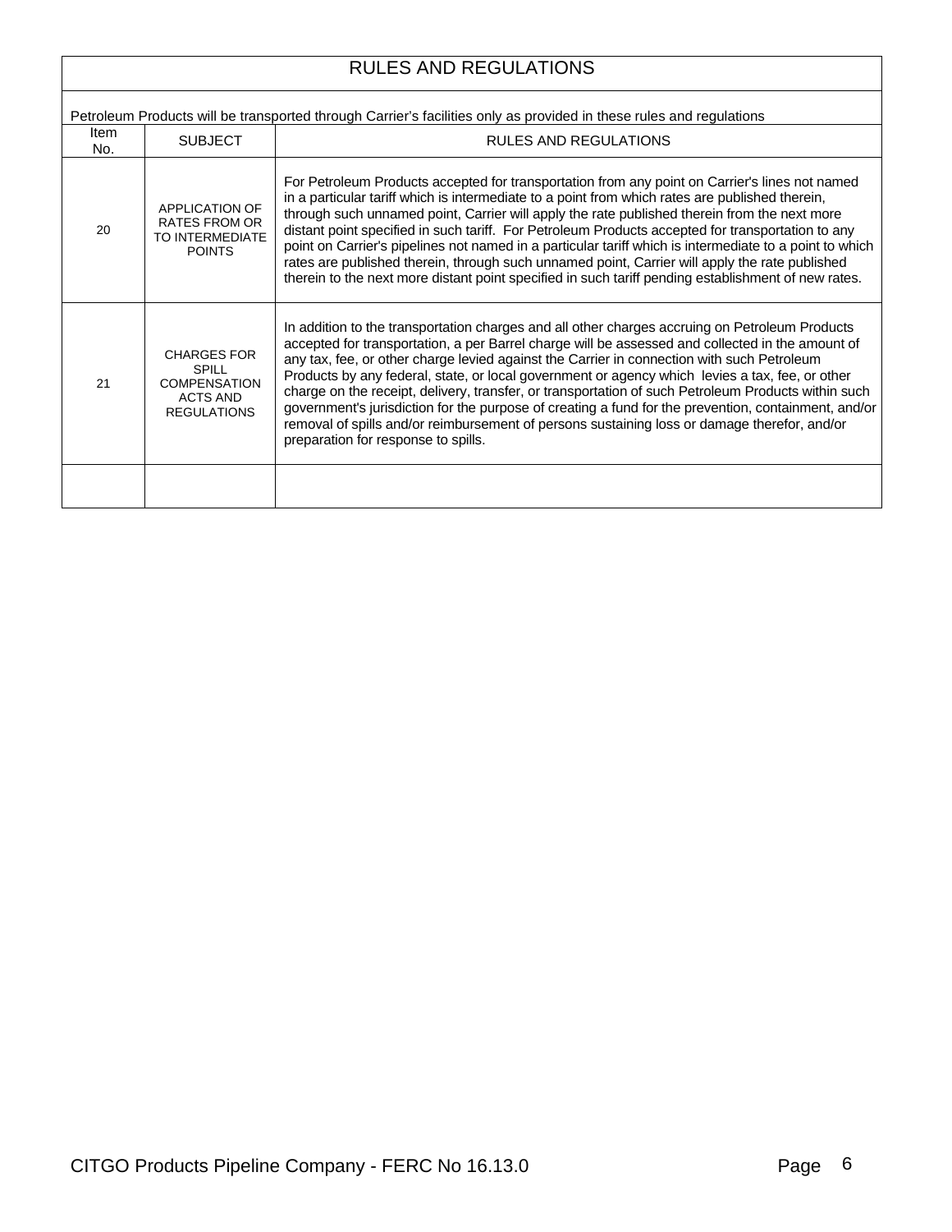# RULES AND REGULATIONS

Petroleum Products will be transported through Carrier's facilities only as provided in these rules and regulations

| Item No. | SUBJECT | RULES AND REGULATIONS |
|---|---|---|
| 20 | APPLICATION OF RATES FROM OR TO INTERMEDIATE POINTS | For Petroleum Products accepted for transportation from any point on Carrier's lines not named in a particular tariff which is intermediate to a point from which rates are published therein, through such unnamed point, Carrier will apply the rate published therein from the next more distant point specified in such tariff. For Petroleum Products accepted for transportation to any point on Carrier's pipelines not named in a particular tariff which is intermediate to a point to which rates are published therein, through such unnamed point, Carrier will apply the rate published therein to the next more distant point specified in such tariff pending establishment of new rates. |
| 21 | CHARGES FOR SPILL COMPENSATION ACTS AND REGULATIONS | In addition to the transportation charges and all other charges accruing on Petroleum Products accepted for transportation, a per Barrel charge will be assessed and collected in the amount of any tax, fee, or other charge levied against the Carrier in connection with such Petroleum Products by any federal, state, or local government or agency which levies a tax, fee, or other charge on the receipt, delivery, transfer, or transportation of such Petroleum Products within such government's jurisdiction for the purpose of creating a fund for the prevention, containment, and/or removal of spills and/or reimbursement of persons sustaining loss or damage therefor, and/or preparation for response to spills. |
| | | |

CITGO Products Pipeline Company - FERC No 16.13.0